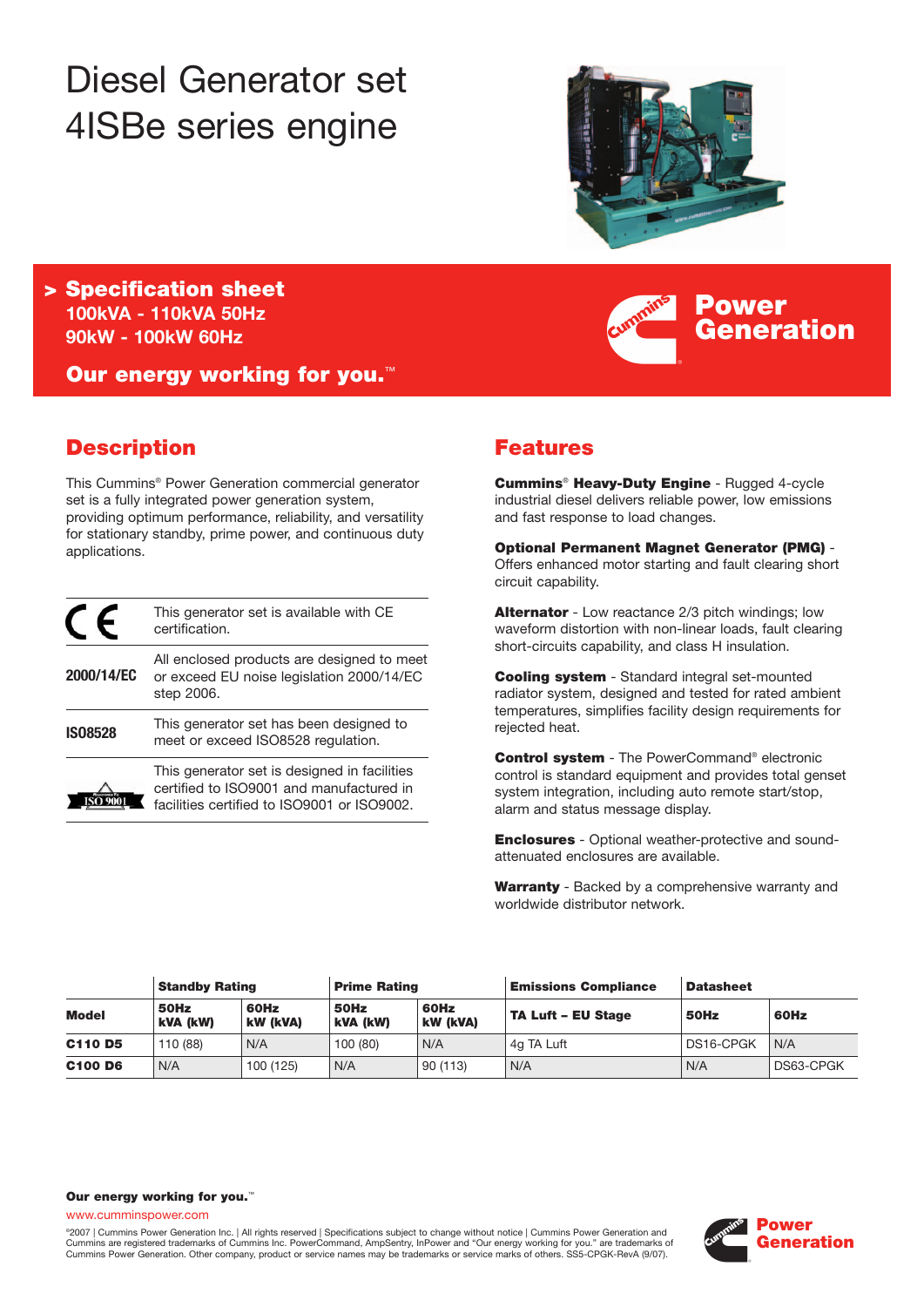# Diesel Generator set 4ISBe series engine

## > Specification sheet

**100kVA - 110kVA 50Hz**
**90kW - 100kW 60Hz**

**Our energy working for you.™**

Power Generation

## Description

This Cummins® Power Generation commercial generator set is a fully integrated power generation system, providing optimum performance, reliability, and versatility for stationary standby, prime power, and continuous duty applications.

| | |
|---|---|
| CE | This generator set is available with CE certification. |
| **2000/14/EC** | All enclosed products are designed to meet or exceed EU noise legislation 2000/14/EC step 2006. |
| **ISO8528** | This generator set has been designed to meet or exceed ISO8528 regulation. |
| ISO 9001 | This generator set is designed in facilities certified to ISO9001 and manufactured in facilities certified to ISO9001 or ISO9002. |

## Features

**Cummins® Heavy-Duty Engine** - Rugged 4-cycle industrial diesel delivers reliable power, low emissions and fast response to load changes.

**Optional Permanent Magnet Generator (PMG)** - Offers enhanced motor starting and fault clearing short circuit capability.

**Alternator** - Low reactance 2/3 pitch windings; low waveform distortion with non-linear loads, fault clearing short-circuits capability, and class H insulation.

**Cooling system** - Standard integral set-mounted radiator system, designed and tested for rated ambient temperatures, simplifies facility design requirements for rejected heat.

**Control system** - The PowerCommand® electronic control is standard equipment and provides total genset system integration, including auto remote start/stop, alarm and status message display.

**Enclosures** - Optional weather-protective and sound-attenuated enclosures are available.

**Warranty** - Backed by a comprehensive warranty and worldwide distributor network.

| | Standby Rating | | Prime Rating | | Emissions Compliance | Datasheet | |
|---|---|---|---|---|---|---|---|
| **Model** | **50Hz kVA (kW)** | **60Hz kW (kVA)** | **50Hz kVA (kW)** | **60Hz kW (kVA)** | **TA Luft – EU Stage** | **50Hz** | **60Hz** |
| **C110 D5** | 110 (88) | N/A | 100 (80) | N/A | 4g TA Luft | DS16-CPGK | N/A |
| **C100 D6** | N/A | 100 (125) | N/A | 90 (113) | N/A | N/A | DS63-CPGK |

**Our energy working for you.™**
www.cumminspower.com

©2007 | Cummins Power Generation Inc. | All rights reserved | Specifications subject to change without notice | Cummins Power Generation and Cummins are registered trademarks of Cummins Inc. PowerCommand, AmpSentry, InPower and "Our energy working for you." are trademarks of Cummins Power Generation. Other company, product or service names may be trademarks or service marks of others. SS5-CPGK-RevA (9/07).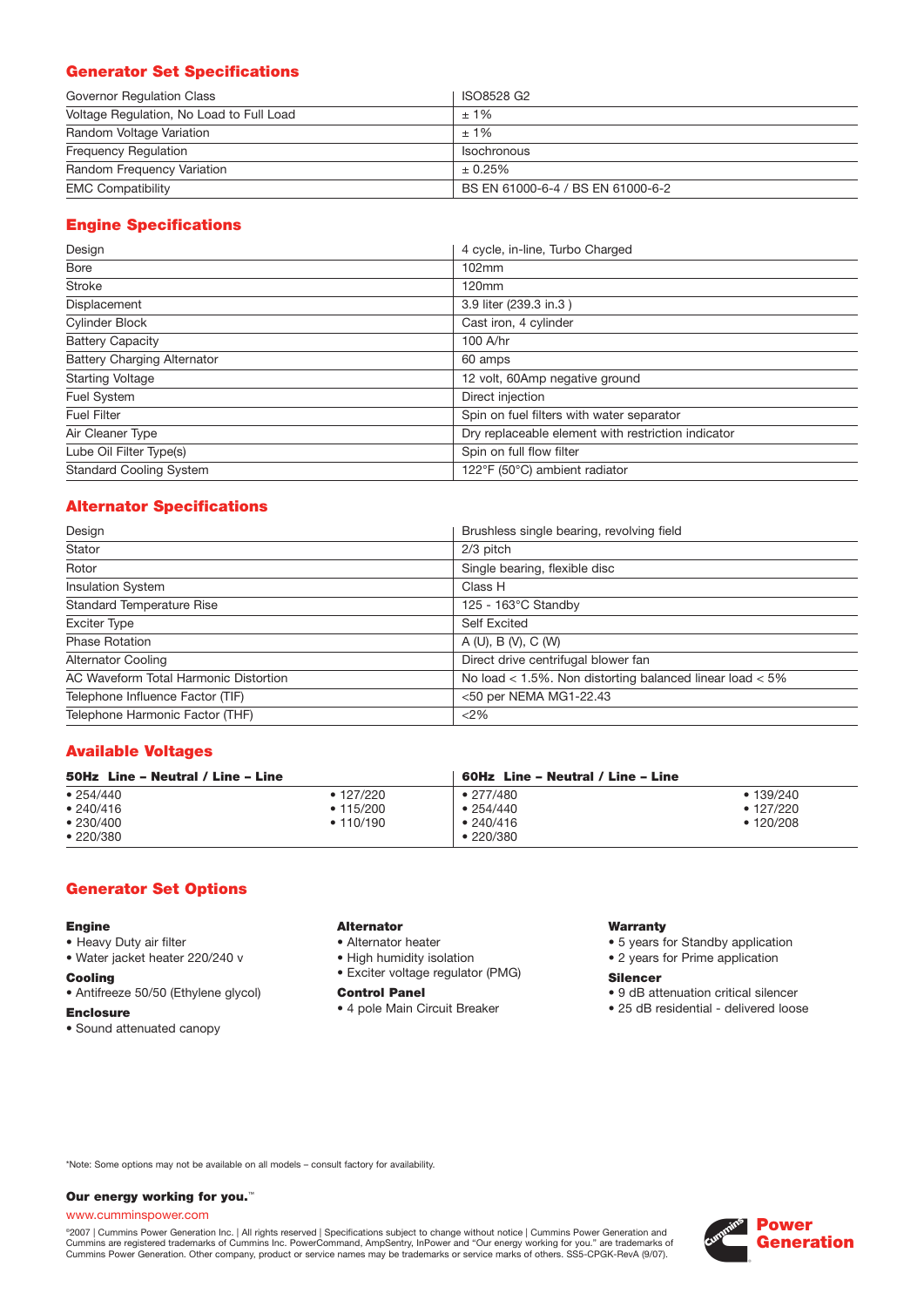## Generator Set Specifications

| | |
|---|---|
| Governor Regulation Class | ISO8528 G2 |
| Voltage Regulation, No Load to Full Load | ± 1% |
| Random Voltage Variation | ± 1% |
| Frequency Regulation | Isochronous |
| Random Frequency Variation | ± 0.25% |
| EMC Compatibility | BS EN 61000-6-4 / BS EN 61000-6-2 |

## Engine Specifications

| | |
|---|---|
| Design | 4 cycle, in-line, Turbo Charged |
| Bore | 102mm |
| Stroke | 120mm |
| Displacement | 3.9 liter (239.3 in.3 ) |
| Cylinder Block | Cast iron, 4 cylinder |
| Battery Capacity | 100 A/hr |
| Battery Charging Alternator | 60 amps |
| Starting Voltage | 12 volt, 60Amp negative ground |
| Fuel System | Direct injection |
| Fuel Filter | Spin on fuel filters with water separator |
| Air Cleaner Type | Dry replaceable element with restriction indicator |
| Lube Oil Filter Type(s) | Spin on full flow filter |
| Standard Cooling System | 122°F (50°C) ambient radiator |

## Alternator Specifications

| | |
|---|---|
| Design | Brushless single bearing, revolving field |
| Stator | 2/3 pitch |
| Rotor | Single bearing, flexible disc |
| Insulation System | Class H |
| Standard Temperature Rise | 125 - 163°C Standby |
| Exciter Type | Self Excited |
| Phase Rotation | A (U), B (V), C (W) |
| Alternator Cooling | Direct drive centrifugal blower fan |
| AC Waveform Total Harmonic Distortion | No load < 1.5%. Non distorting balanced linear load < 5% |
| Telephone Influence Factor (TIF) | <50 per NEMA MG1-22.43 |
| Telephone Harmonic Factor (THF) | <2% |

## Available Voltages

| 50Hz Line – Neutral / Line – Line | | 60Hz Line – Neutral / Line – Line | |
|---|---|---|---|
| • 254/440 | • 127/220 | • 277/480 | • 139/240 |
| • 240/416 | • 115/200 | • 254/440 | • 127/220 |
| • 230/400 | • 110/190 | • 240/416 | • 120/208 |
| • 220/380 | | • 220/380 | |

## Generator Set Options

**Engine**
- Heavy Duty air filter
- Water jacket heater 220/240 v

**Cooling**
- Antifreeze 50/50 (Ethylene glycol)

**Enclosure**
- Sound attenuated canopy

**Alternator**
- Alternator heater
- High humidity isolation
- Exciter voltage regulator (PMG)

**Control Panel**
- 4 pole Main Circuit Breaker

**Warranty**
- 5 years for Standby application
- 2 years for Prime application

**Silencer**
- 9 dB attenuation critical silencer
- 25 dB residential - delivered loose

*Note: Some options may not be available on all models – consult factory for availability.

**Our energy working for you.**™

www.cumminspower.com

©2007 | Cummins Power Generation Inc. | All rights reserved | Specifications subject to change without notice | Cummins Power Generation and Cummins are registered trademarks of Cummins Inc. PowerCommand, AmpSentry, InPower and "Our energy working for you." are trademarks of Cummins Power Generation. Other company, product or service names may be trademarks or service marks of others. SS5-CPGK-RevA (9/07).

Power Generation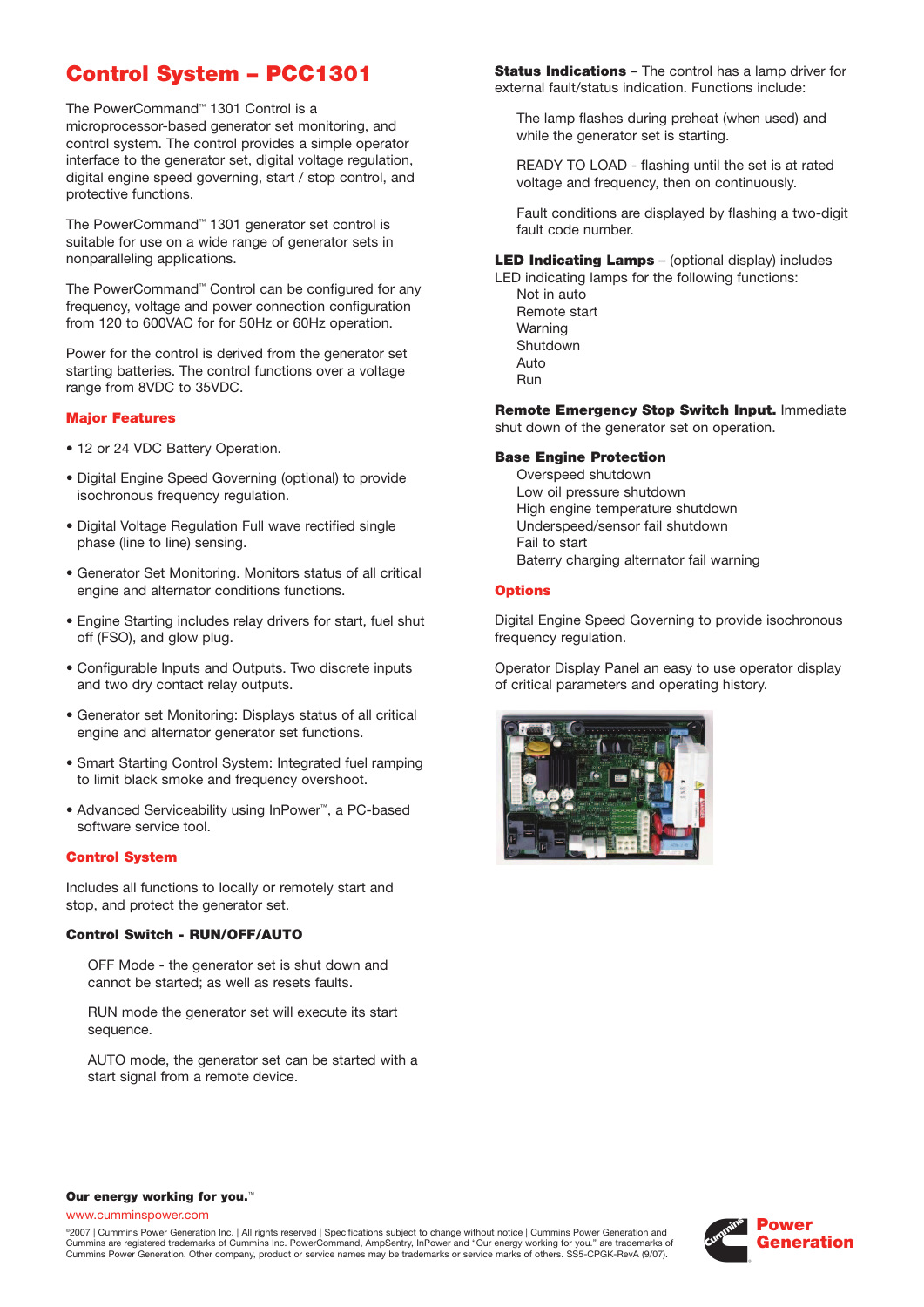# Control System – PCC1301

The PowerCommand™ 1301 Control is a microprocessor-based generator set monitoring, and control system. The control provides a simple operator interface to the generator set, digital voltage regulation, digital engine speed governing, start / stop control, and protective functions.

The PowerCommand™ 1301 generator set control is suitable for use on a wide range of generator sets in nonparalleling applications.

The PowerCommand™ Control can be configured for any frequency, voltage and power connection configuration from 120 to 600VAC for for 50Hz or 60Hz operation.

Power for the control is derived from the generator set starting batteries. The control functions over a voltage range from 8VDC to 35VDC.

## Major Features

- 12 or 24 VDC Battery Operation.
- Digital Engine Speed Governing (optional) to provide isochronous frequency regulation.
- Digital Voltage Regulation Full wave rectified single phase (line to line) sensing.
- Generator Set Monitoring. Monitors status of all critical engine and alternator conditions functions.
- Engine Starting includes relay drivers for start, fuel shut off (FSO), and glow plug.
- Configurable Inputs and Outputs. Two discrete inputs and two dry contact relay outputs.
- Generator set Monitoring: Displays status of all critical engine and alternator generator set functions.
- Smart Starting Control System: Integrated fuel ramping to limit black smoke and frequency overshoot.
- Advanced Serviceability using InPower™, a PC-based software service tool.

## Control System

Includes all functions to locally or remotely start and stop, and protect the generator set.

### Control Switch - RUN/OFF/AUTO

OFF Mode - the generator set is shut down and cannot be started; as well as resets faults.

RUN mode the generator set will execute its start sequence.

AUTO mode, the generator set can be started with a start signal from a remote device.

**Status Indications** – The control has a lamp driver for external fault/status indication. Functions include:

The lamp flashes during preheat (when used) and while the generator set is starting.

READY TO LOAD - flashing until the set is at rated voltage and frequency, then on continuously.

Fault conditions are displayed by flashing a two-digit fault code number.

**LED Indicating Lamps** – (optional display) includes LED indicating lamps for the following functions:

Not in auto
Remote start
Warning
Shutdown
Auto
Run

**Remote Emergency Stop Switch Input.** Immediate shut down of the generator set on operation.

### Base Engine Protection

Overspeed shutdown
Low oil pressure shutdown
High engine temperature shutdown
Underspeed/sensor fail shutdown
Fail to start
Baterry charging alternator fail warning

## Options

Digital Engine Speed Governing to provide isochronous frequency regulation.

Operator Display Panel an easy to use operator display of critical parameters and operating history.

**Our energy working for you.™**
www.cumminspower.com

©2007 | Cummins Power Generation Inc. | All rights reserved | Specifications subject to change without notice | Cummins Power Generation and Cummins are registered trademarks of Cummins Inc. PowerCommand, AmpSentry, InPower and "Our energy working for you." are trademarks of Cummins Power Generation. Other company, product or service names may be trademarks or service marks of others. SS5-CPGK-RevA (9/07).

Power Generation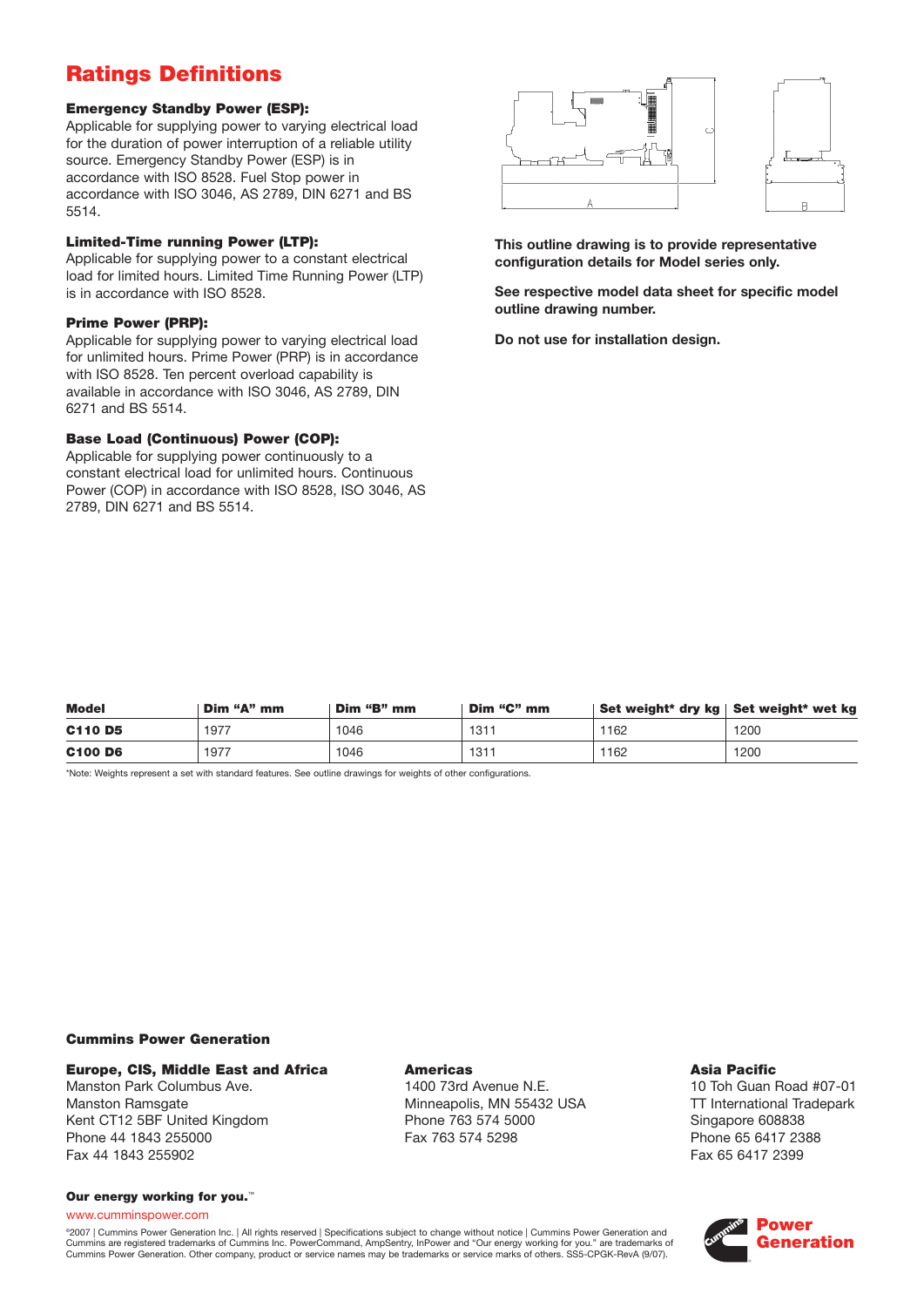## Ratings Definitions

**Emergency Standby Power (ESP):**
Applicable for supplying power to varying electrical load for the duration of power interruption of a reliable utility source. Emergency Standby Power (ESP) is in accordance with ISO 8528. Fuel Stop power in accordance with ISO 3046, AS 2789, DIN 6271 and BS 5514.

**Limited-Time running Power (LTP):**
Applicable for supplying power to a constant electrical load for limited hours. Limited Time Running Power (LTP) is in accordance with ISO 8528.

**Prime Power (PRP):**
Applicable for supplying power to varying electrical load for unlimited hours. Prime Power (PRP) is in accordance with ISO 8528. Ten percent overload capability is available in accordance with ISO 3046, AS 2789, DIN 6271 and BS 5514.

**Base Load (Continuous) Power (COP):**
Applicable for supplying power continuously to a constant electrical load for unlimited hours. Continuous Power (COP) in accordance with ISO 8528, ISO 3046, AS 2789, DIN 6271 and BS 5514.

A

B

C

**This outline drawing is to provide representative configuration details for Model series only.**

**See respective model data sheet for specific model outline drawing number.**

**Do not use for installation design.**

| Model | Dim "A" mm | Dim "B" mm | Dim "C" mm | Set weight* dry kg | Set weight* wet kg |
|---|---|---|---|---|---|
| **C110 D5** | 1977 | 1046 | 1311 | 1162 | 1200 |
| **C100 D6** | 1977 | 1046 | 1311 | 1162 | 1200 |

*Note: Weights represent a set with standard features. See outline drawings for weights of other configurations.

**Cummins Power Generation**

**Europe, CIS, Middle East and Africa**
Manston Park Columbus Ave.
Manston Ramsgate
Kent CT12 5BF United Kingdom
Phone 44 1843 255000
Fax 44 1843 255902

**Americas**
1400 73rd Avenue N.E.
Minneapolis, MN 55432 USA
Phone 763 574 5000
Fax 763 574 5298

**Asia Pacific**
10 Toh Guan Road #07-01
TT International Tradepark
Singapore 608838
Phone 65 6417 2388
Fax 65 6417 2399

**Our energy working for you.**™

www.cumminspower.com

©2007 | Cummins Power Generation Inc. | All rights reserved | Specifications subject to change without notice | Cummins Power Generation and Cummins are registered trademarks of Cummins Inc. PowerCommand, AmpSentry, InPower and "Our energy working for you." are trademarks of Cummins Power Generation. Other company, product or service names may be trademarks or service marks of others. SS5-CPGK-RevA (9/07).

Power Generation